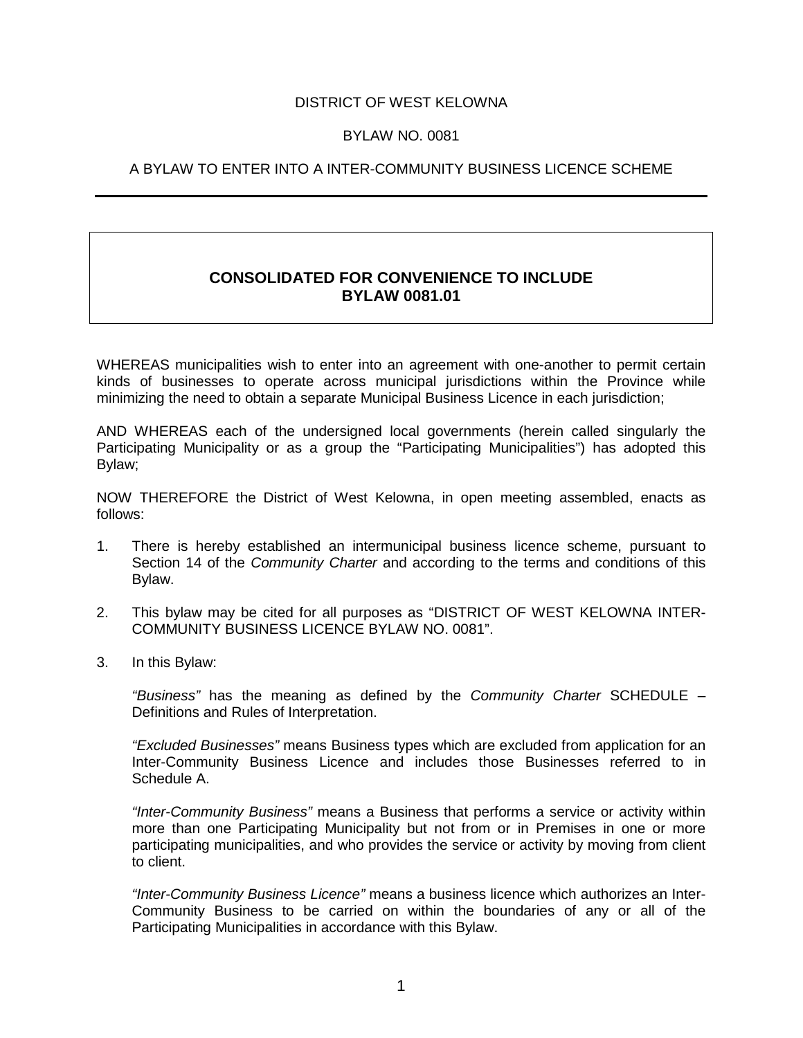DISTRICT OF WEST KELOWNA

BYLAW NO. 0081

A BYLAW TO ENTER INTO A INTER-COMMUNITY BUSINESS LICENCE SCHEME

---

**CONSOLIDATED FOR CONVENIENCE TO INCLUDE BYLAW 0081.01**

WHEREAS municipalities wish to enter into an agreement with one-another to permit certain kinds of businesses to operate across municipal jurisdictions within the Province while minimizing the need to obtain a separate Municipal Business Licence in each jurisdiction;

AND WHEREAS each of the undersigned local governments (herein called singularly the Participating Municipality or as a group the "Participating Municipalities") has adopted this Bylaw;

NOW THEREFORE the District of West Kelowna, in open meeting assembled, enacts as follows:

1. There is hereby established an intermunicipal business licence scheme, pursuant to Section 14 of the *Community Charter* and according to the terms and conditions of this Bylaw.

2. This bylaw may be cited for all purposes as "DISTRICT OF WEST KELOWNA INTER-COMMUNITY BUSINESS LICENCE BYLAW NO. 0081".

3. In this Bylaw:

   *"Business"* has the meaning as defined by the *Community Charter* SCHEDULE – Definitions and Rules of Interpretation.

   *"Excluded Businesses"* means Business types which are excluded from application for an Inter-Community Business Licence and includes those Businesses referred to in Schedule A.

   *"Inter-Community Business"* means a Business that performs a service or activity within more than one Participating Municipality but not from or in Premises in one or more participating municipalities, and who provides the service or activity by moving from client to client.

   *"Inter-Community Business Licence"* means a business licence which authorizes an Inter-Community Business to be carried on within the boundaries of any or all of the Participating Municipalities in accordance with this Bylaw.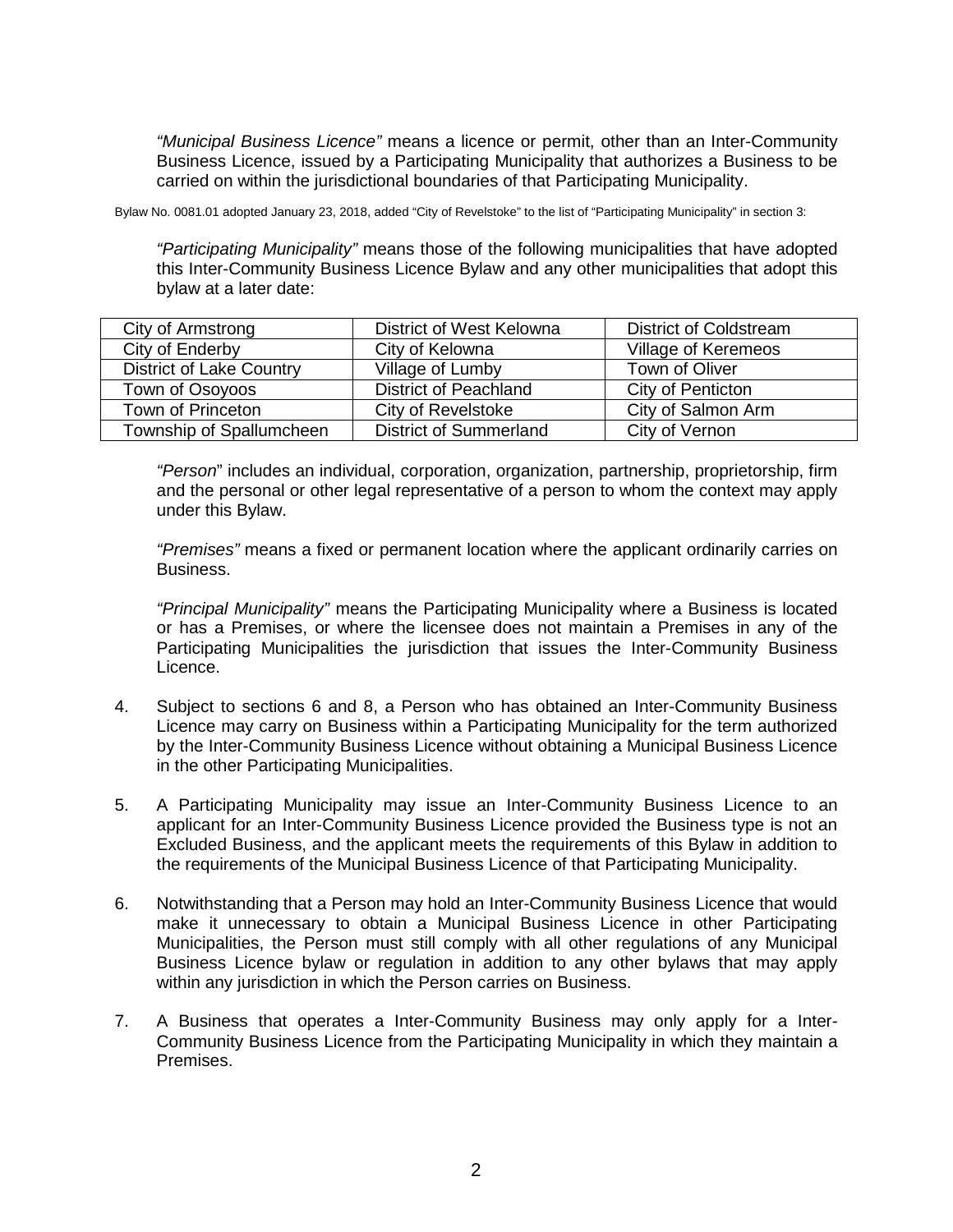*"Municipal Business Licence"* means a licence or permit, other than an Inter-Community Business Licence, issued by a Participating Municipality that authorizes a Business to be carried on within the jurisdictional boundaries of that Participating Municipality.

Bylaw No. 0081.01 adopted January 23, 2018, added "City of Revelstoke" to the list of "Participating Municipality" in section 3:

*"Participating Municipality"* means those of the following municipalities that have adopted this Inter-Community Business Licence Bylaw and any other municipalities that adopt this bylaw at a later date:

| | | |
|---|---|---|
| City of Armstrong | District of West Kelowna | District of Coldstream |
| City of Enderby | City of Kelowna | Village of Keremeos |
| District of Lake Country | Village of Lumby | Town of Oliver |
| Town of Osoyoos | District of Peachland | City of Penticton |
| Town of Princeton | City of Revelstoke | City of Salmon Arm |
| Township of Spallumcheen | District of Summerland | City of Vernon |

*"Person"* includes an individual, corporation, organization, partnership, proprietorship, firm and the personal or other legal representative of a person to whom the context may apply under this Bylaw.

*"Premises"* means a fixed or permanent location where the applicant ordinarily carries on Business.

*"Principal Municipality"* means the Participating Municipality where a Business is located or has a Premises, or where the licensee does not maintain a Premises in any of the Participating Municipalities the jurisdiction that issues the Inter-Community Business Licence.

4. Subject to sections 6 and 8, a Person who has obtained an Inter-Community Business Licence may carry on Business within a Participating Municipality for the term authorized by the Inter-Community Business Licence without obtaining a Municipal Business Licence in the other Participating Municipalities.

5. A Participating Municipality may issue an Inter-Community Business Licence to an applicant for an Inter-Community Business Licence provided the Business type is not an Excluded Business, and the applicant meets the requirements of this Bylaw in addition to the requirements of the Municipal Business Licence of that Participating Municipality.

6. Notwithstanding that a Person may hold an Inter-Community Business Licence that would make it unnecessary to obtain a Municipal Business Licence in other Participating Municipalities, the Person must still comply with all other regulations of any Municipal Business Licence bylaw or regulation in addition to any other bylaws that may apply within any jurisdiction in which the Person carries on Business.

7. A Business that operates a Inter-Community Business may only apply for a Inter-Community Business Licence from the Participating Municipality in which they maintain a Premises.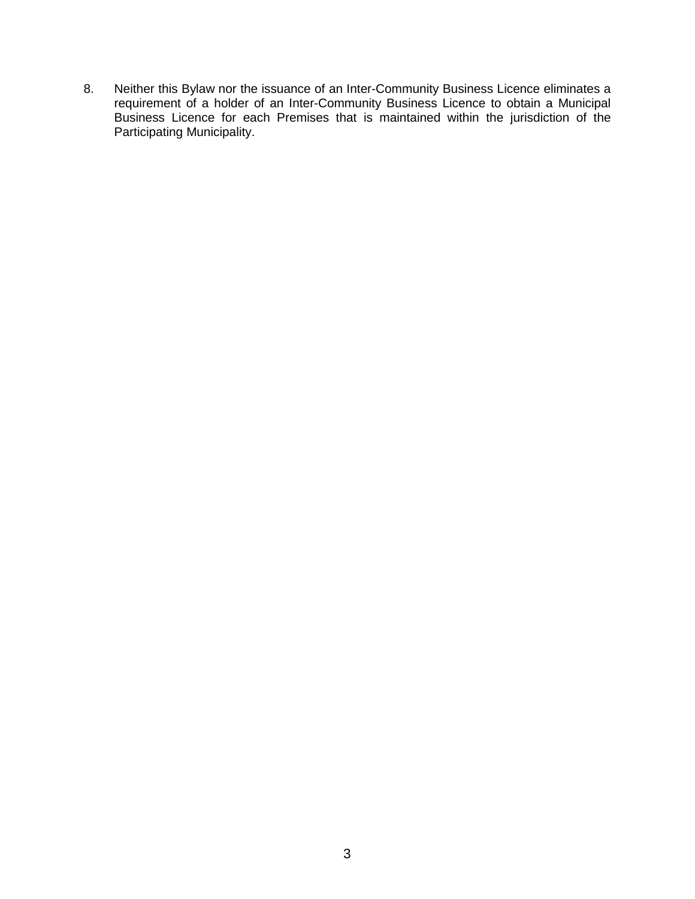8. Neither this Bylaw nor the issuance of an Inter-Community Business Licence eliminates a requirement of a holder of an Inter-Community Business Licence to obtain a Municipal Business Licence for each Premises that is maintained within the jurisdiction of the Participating Municipality.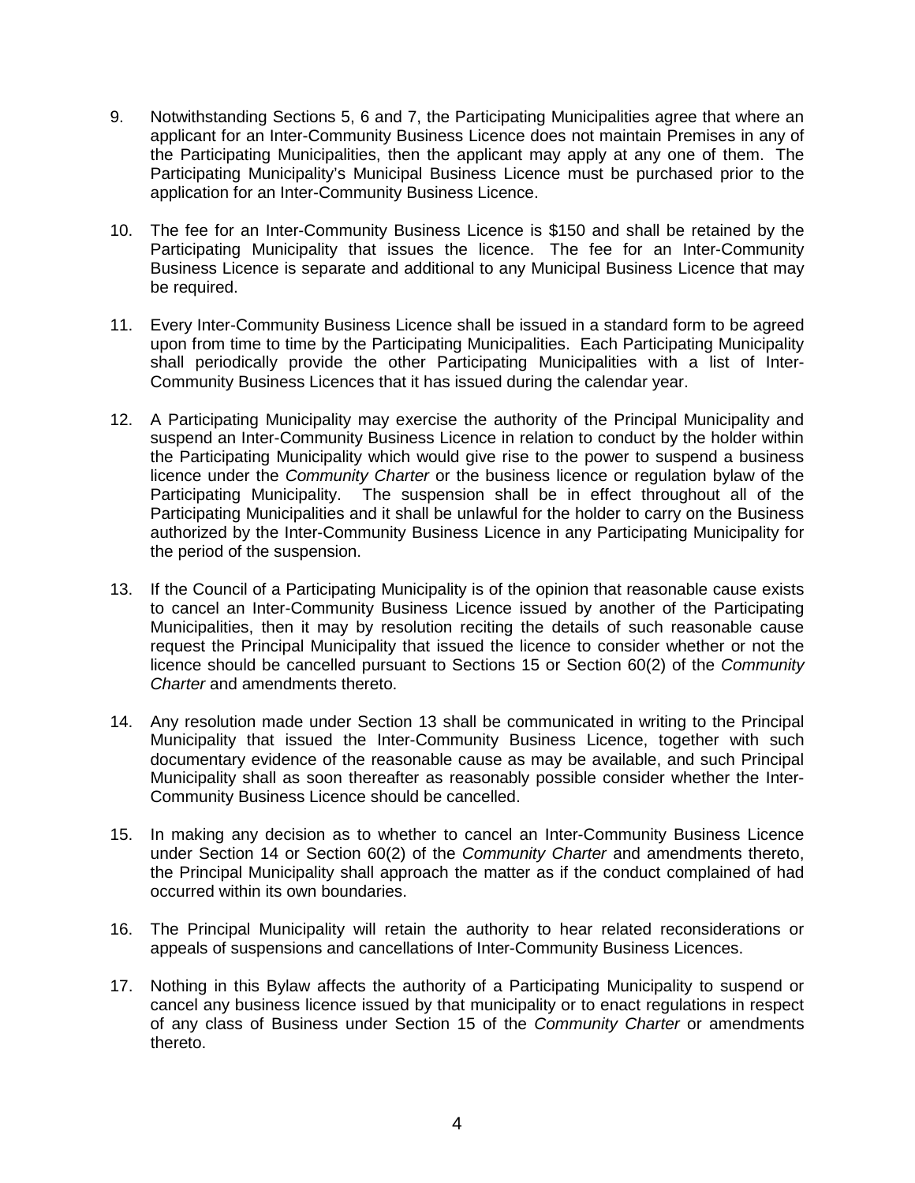9. Notwithstanding Sections 5, 6 and 7, the Participating Municipalities agree that where an applicant for an Inter-Community Business Licence does not maintain Premises in any of the Participating Municipalities, then the applicant may apply at any one of them. The Participating Municipality's Municipal Business Licence must be purchased prior to the application for an Inter-Community Business Licence.

10. The fee for an Inter-Community Business Licence is $150 and shall be retained by the Participating Municipality that issues the licence. The fee for an Inter-Community Business Licence is separate and additional to any Municipal Business Licence that may be required.

11. Every Inter-Community Business Licence shall be issued in a standard form to be agreed upon from time to time by the Participating Municipalities. Each Participating Municipality shall periodically provide the other Participating Municipalities with a list of Inter-Community Business Licences that it has issued during the calendar year.

12. A Participating Municipality may exercise the authority of the Principal Municipality and suspend an Inter-Community Business Licence in relation to conduct by the holder within the Participating Municipality which would give rise to the power to suspend a business licence under the *Community Charter* or the business licence or regulation bylaw of the Participating Municipality. The suspension shall be in effect throughout all of the Participating Municipalities and it shall be unlawful for the holder to carry on the Business authorized by the Inter-Community Business Licence in any Participating Municipality for the period of the suspension.

13. If the Council of a Participating Municipality is of the opinion that reasonable cause exists to cancel an Inter-Community Business Licence issued by another of the Participating Municipalities, then it may by resolution reciting the details of such reasonable cause request the Principal Municipality that issued the licence to consider whether or not the licence should be cancelled pursuant to Sections 15 or Section 60(2) of the *Community Charter* and amendments thereto.

14. Any resolution made under Section 13 shall be communicated in writing to the Principal Municipality that issued the Inter-Community Business Licence, together with such documentary evidence of the reasonable cause as may be available, and such Principal Municipality shall as soon thereafter as reasonably possible consider whether the Inter-Community Business Licence should be cancelled.

15. In making any decision as to whether to cancel an Inter-Community Business Licence under Section 14 or Section 60(2) of the *Community Charter* and amendments thereto, the Principal Municipality shall approach the matter as if the conduct complained of had occurred within its own boundaries.

16. The Principal Municipality will retain the authority to hear related reconsiderations or appeals of suspensions and cancellations of Inter-Community Business Licences.

17. Nothing in this Bylaw affects the authority of a Participating Municipality to suspend or cancel any business licence issued by that municipality or to enact regulations in respect of any class of Business under Section 15 of the *Community Charter* or amendments thereto.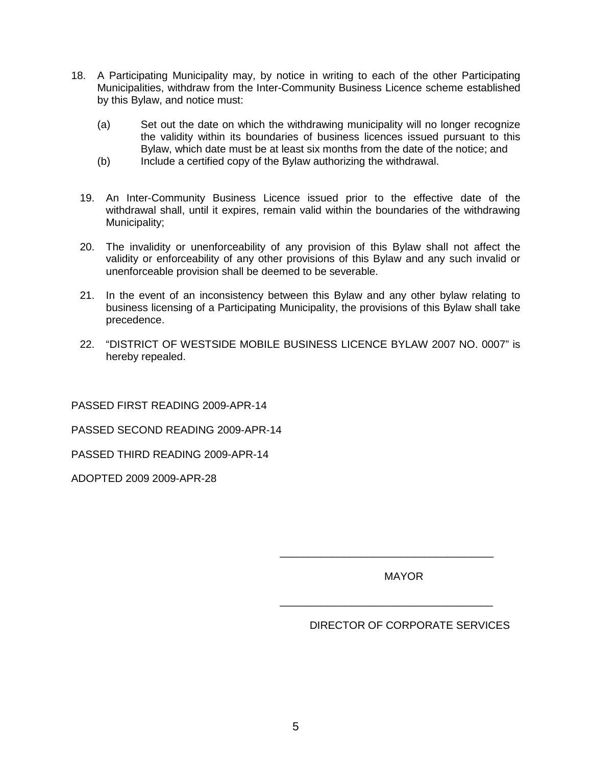18. A Participating Municipality may, by notice in writing to each of the other Participating Municipalities, withdraw from the Inter-Community Business Licence scheme established by this Bylaw, and notice must:

    (a) Set out the date on which the withdrawing municipality will no longer recognize the validity within its boundaries of business licences issued pursuant to this Bylaw, which date must be at least six months from the date of the notice; and
    (b) Include a certified copy of the Bylaw authorizing the withdrawal.

19. An Inter-Community Business Licence issued prior to the effective date of the withdrawal shall, until it expires, remain valid within the boundaries of the withdrawing Municipality;

20. The invalidity or unenforceability of any provision of this Bylaw shall not affect the validity or enforceability of any other provisions of this Bylaw and any such invalid or unenforceable provision shall be deemed to be severable.

21. In the event of an inconsistency between this Bylaw and any other bylaw relating to business licensing of a Participating Municipality, the provisions of this Bylaw shall take precedence.

22. "DISTRICT OF WESTSIDE MOBILE BUSINESS LICENCE BYLAW 2007 NO. 0007" is hereby repealed.

PASSED FIRST READING 2009-APR-14

PASSED SECOND READING 2009-APR-14

PASSED THIRD READING 2009-APR-14

ADOPTED 2009 2009-APR-28

\_\_\_\_\_\_\_\_\_\_\_\_\_\_\_\_\_\_\_\_\_\_\_\_\_\_\_\_\_\_\_\_\_\_\_\_

MAYOR

\_\_\_\_\_\_\_\_\_\_\_\_\_\_\_\_\_\_\_\_\_\_\_\_\_\_\_\_\_\_\_\_\_\_\_\_

DIRECTOR OF CORPORATE SERVICES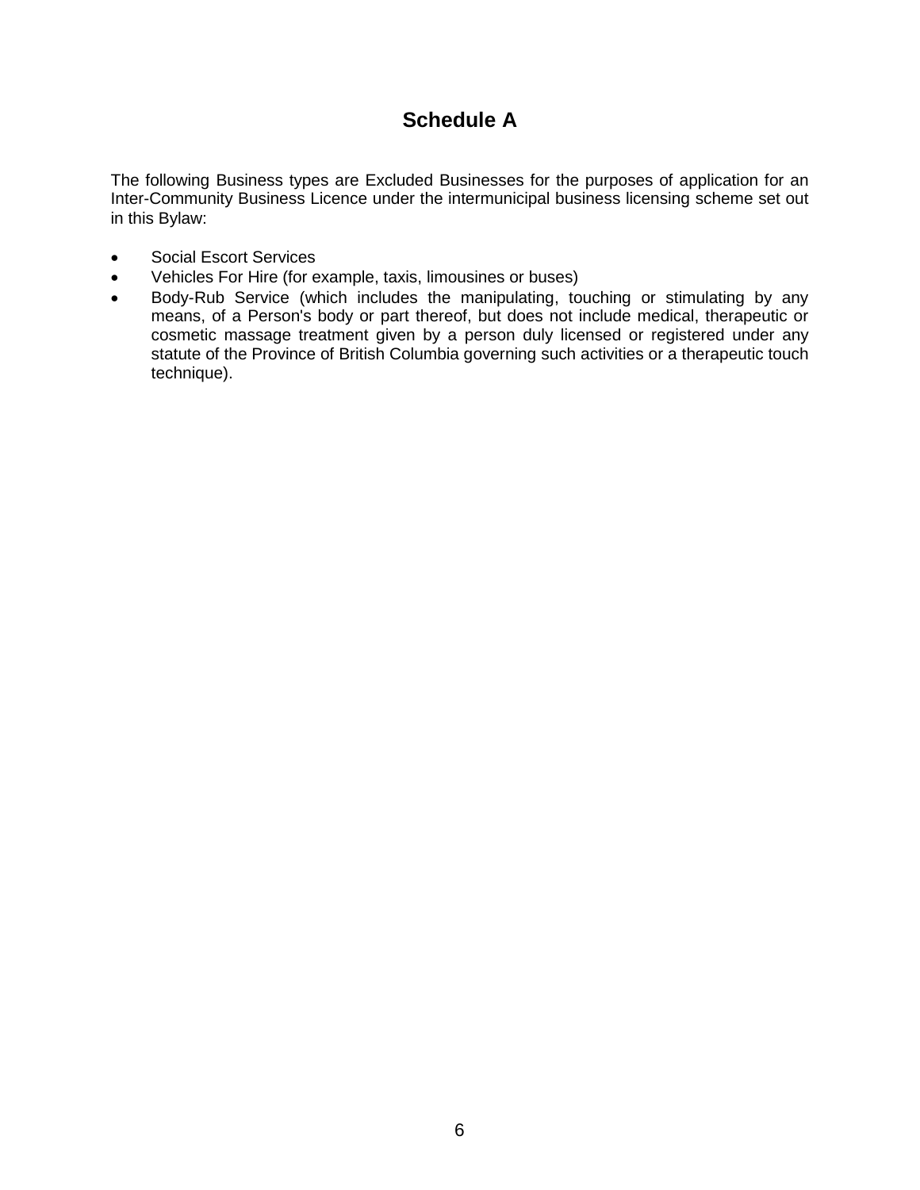# Schedule A

The following Business types are Excluded Businesses for the purposes of application for an Inter-Community Business Licence under the intermunicipal business licensing scheme set out in this Bylaw:

- Social Escort Services
- Vehicles For Hire (for example, taxis, limousines or buses)
- Body-Rub Service (which includes the manipulating, touching or stimulating by any means, of a Person's body or part thereof, but does not include medical, therapeutic or cosmetic massage treatment given by a person duly licensed or registered under any statute of the Province of British Columbia governing such activities or a therapeutic touch technique).